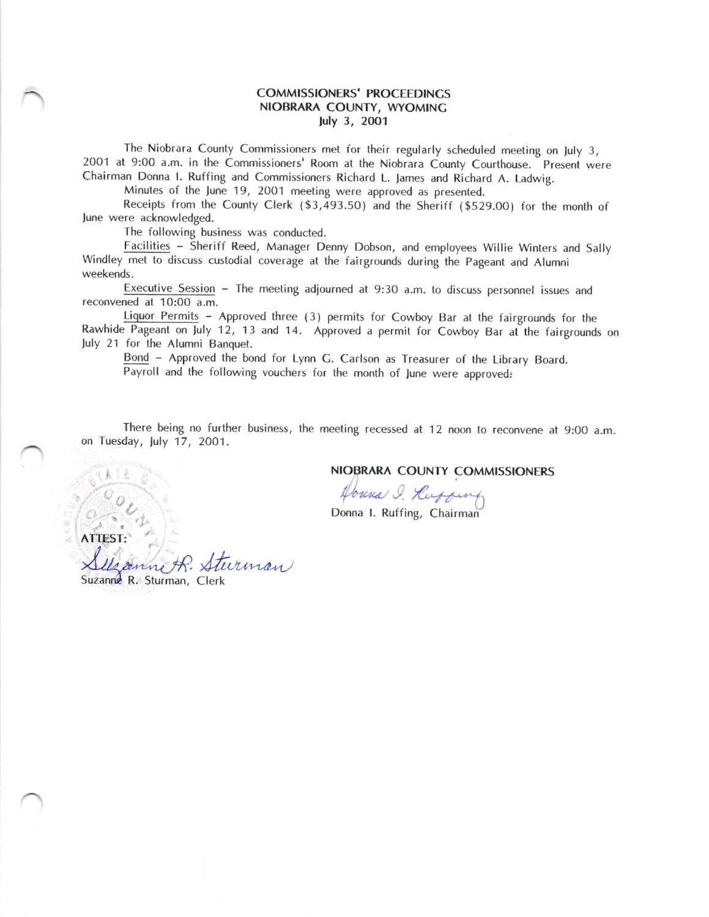# COMMISSIONERS' PROCEEDINGS
## NIOBRARA COUNTY, WYOMING
### July 3, 2001

The Niobrara County Commissioners met for their regularly scheduled meeting on July 3, 2001 at 9:00 a.m. in the Commissioners' Room at the Niobrara County Courthouse. Present were Chairman Donna I. Ruffing and Commissioners Richard L. James and Richard A. Ladwig.

Minutes of the June 19, 2001 meeting were approved as presented.

Receipts from the County Clerk ($3,493.50) and the Sheriff ($529.00) for the month of June were acknowledged.

The following business was conducted.

Facilities – Sheriff Reed, Manager Denny Dobson, and employees Willie Winters and Sally Windley met to discuss custodial coverage at the fairgrounds during the Pageant and Alumni weekends.

Executive Session – The meeting adjourned at 9:30 a.m. to discuss personnel issues and reconvened at 10:00 a.m.

Liquor Permits – Approved three (3) permits for Cowboy Bar at the fairgrounds for the Rawhide Pageant on July 12, 13 and 14. Approved a permit for Cowboy Bar at the fairgrounds on July 21 for the Alumni Banquet.

Bond – Approved the bond for Lynn G. Carlson as Treasurer of the Library Board.

Payroll and the following vouchers for the month of June were approved:

There being no further business, the meeting recessed at 12 noon to reconvene at 9:00 a.m. on Tuesday, July 17, 2001.

NIOBRARA COUNTY COMMISSIONERS

Donna I. Ruffing, Chairman

ATTEST:

Suzanne R. Sturman, Clerk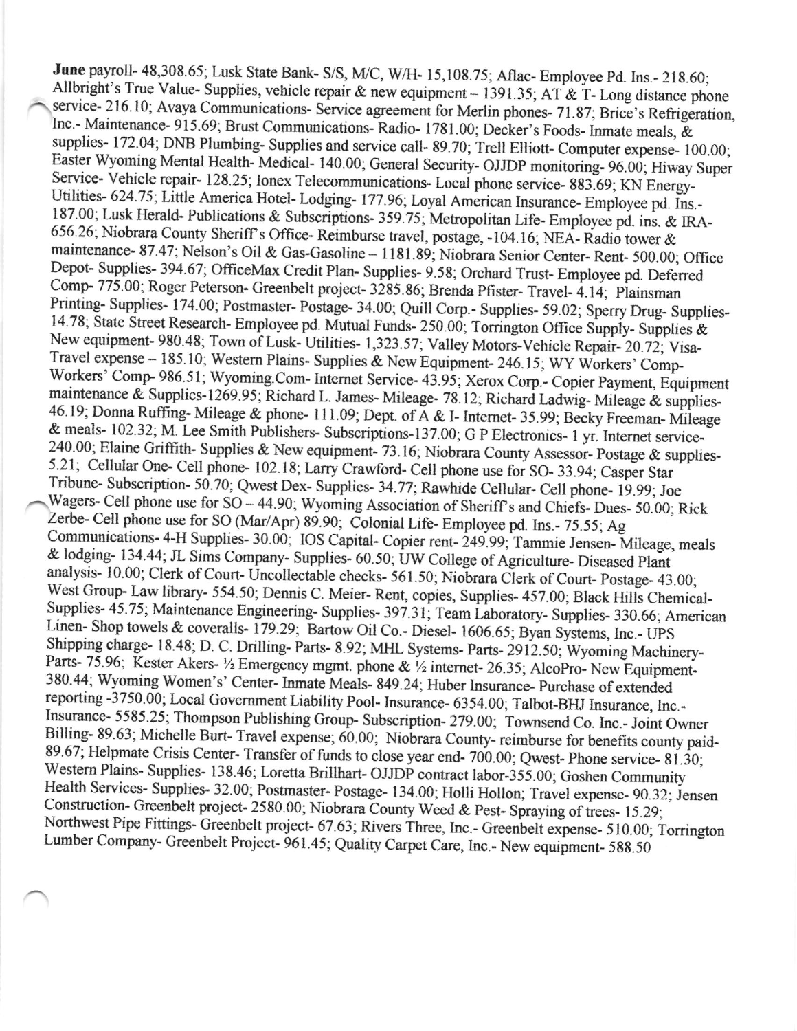**June** payroll- 48,308.65; Lusk State Bank- S/S, M/C, W/H- 15,108.75; Aflac- Employee Pd. Ins.- 218.60; Allbright's True Value- Supplies, vehicle repair & new equipment – 1391.35; AT & T- Long distance phone service- 216.10; Avaya Communications- Service agreement for Merlin phones- 71.87; Brice's Refrigeration, Inc.- Maintenance- 915.69; Brust Communications- Radio- 1781.00; Decker's Foods- Inmate meals, & supplies- 172.04; DNB Plumbing- Supplies and service call- 89.70; Trell Elliott- Computer expense- 100.00; Easter Wyoming Mental Health- Medical- 140.00; General Security- OJJDP monitoring- 96.00; Hiway Super Service- Vehicle repair- 128.25; Ionex Telecommunications- Local phone service- 883.69; KN Energy- Utilities- 624.75; Little America Hotel- Lodging- 177.96; Loyal American Insurance- Employee pd. Ins.- 187.00; Lusk Herald- Publications & Subscriptions- 359.75; Metropolitan Life- Employee pd. ins. & IRA- 656.26; Niobrara County Sheriff's Office- Reimburse travel, postage, -104.16; NEA- Radio tower & maintenance- 87.47; Nelson's Oil & Gas-Gasoline – 1181.89; Niobrara Senior Center- Rent- 500.00; Office Depot- Supplies- 394.67; OfficeMax Credit Plan- Supplies- 9.58; Orchard Trust- Employee pd. Deferred Comp- 775.00; Roger Peterson- Greenbelt project- 3285.86; Brenda Pfister- Travel- 4.14; Plainsman Printing- Supplies- 174.00; Postmaster- Postage- 34.00; Quill Corp.- Supplies- 59.02; Sperry Drug- Supplies- 14.78; State Street Research- Employee pd. Mutual Funds- 250.00; Torrington Office Supply- Supplies & New equipment- 980.48; Town of Lusk- Utilities- 1,323.57; Valley Motors-Vehicle Repair- 20.72; Visa- Travel expense – 185.10; Western Plains- Supplies & New Equipment- 246.15; WY Workers' Comp- Workers' Comp- 986.51; Wyoming.Com- Internet Service- 43.95; Xerox Corp.- Copier Payment, Equipment maintenance & Supplies-1269.95; Richard L. James- Mileage- 78.12; Richard Ladwig- Mileage & supplies- 46.19; Donna Ruffing- Mileage & phone- 111.09; Dept. of A & I- Internet- 35.99; Becky Freeman- Mileage & meals- 102.32; M. Lee Smith Publishers- Subscriptions-137.00; G P Electronics- 1 yr. Internet service- 240.00; Elaine Griffith- Supplies & New equipment- 73.16; Niobrara County Assessor- Postage & supplies- 5.21; Cellular One- Cell phone- 102.18; Larry Crawford- Cell phone use for SO- 33.94; Casper Star Tribune- Subscription- 50.70; Qwest Dex- Supplies- 34.77; Rawhide Cellular- Cell phone- 19.99; Joe Wagers- Cell phone use for SO – 44.90; Wyoming Association of Sheriff's and Chiefs- Dues- 50.00; Rick Zerbe- Cell phone use for SO (Mar/Apr) 89.90; Colonial Life- Employee pd. Ins.- 75.55; Ag Communications- 4-H Supplies- 30.00; IOS Capital- Copier rent- 249.99; Tammie Jensen- Mileage, meals & lodging- 134.44; JL Sims Company- Supplies- 60.50; UW College of Agriculture- Diseased Plant analysis- 10.00; Clerk of Court- Uncollectable checks- 561.50; Niobrara Clerk of Court- Postage- 43.00; West Group- Law library- 554.50; Dennis C. Meier- Rent, copies, Supplies- 457.00; Black Hills Chemical- Supplies- 45.75; Maintenance Engineering- Supplies- 397.31; Team Laboratory- Supplies- 330.66; American Linen- Shop towels & coveralls- 179.29; Bartow Oil Co.- Diesel- 1606.65; Byan Systems, Inc.- UPS Shipping charge- 18.48; D. C. Drilling- Parts- 8.92; MHL Systems- Parts- 2912.50; Wyoming Machinery- Parts- 75.96; Kester Akers- ½ Emergency mgmt. phone & ½ internet- 26.35; AlcoPro- New Equipment- 380.44; Wyoming Women's' Center- Inmate Meals- 849.24; Huber Insurance- Purchase of extended reporting -3750.00; Local Government Liability Pool- Insurance- 6354.00; Talbot-BHJ Insurance, Inc.- Insurance- 5585.25; Thompson Publishing Group- Subscription- 279.00; Townsend Co. Inc.- Joint Owner Billing- 89.63; Michelle Burt- Travel expense; 60.00; Niobrara County- reimburse for benefits county paid- 89.67; Helpmate Crisis Center- Transfer of funds to close year end- 700.00; Qwest- Phone service- 81.30; Western Plains- Supplies- 138.46; Loretta Brillhart- OJJDP contract labor-355.00; Goshen Community Health Services- Supplies- 32.00; Postmaster- Postage- 134.00; Holli Hollon; Travel expense- 90.32; Jensen Construction- Greenbelt project- 2580.00; Niobrara County Weed & Pest- Spraying of trees- 15.29; Northwest Pipe Fittings- Greenbelt project- 67.63; Rivers Three, Inc.- Greenbelt expense- 510.00; Torrington Lumber Company- Greenbelt Project- 961.45; Quality Carpet Care, Inc.- New equipment- 588.50